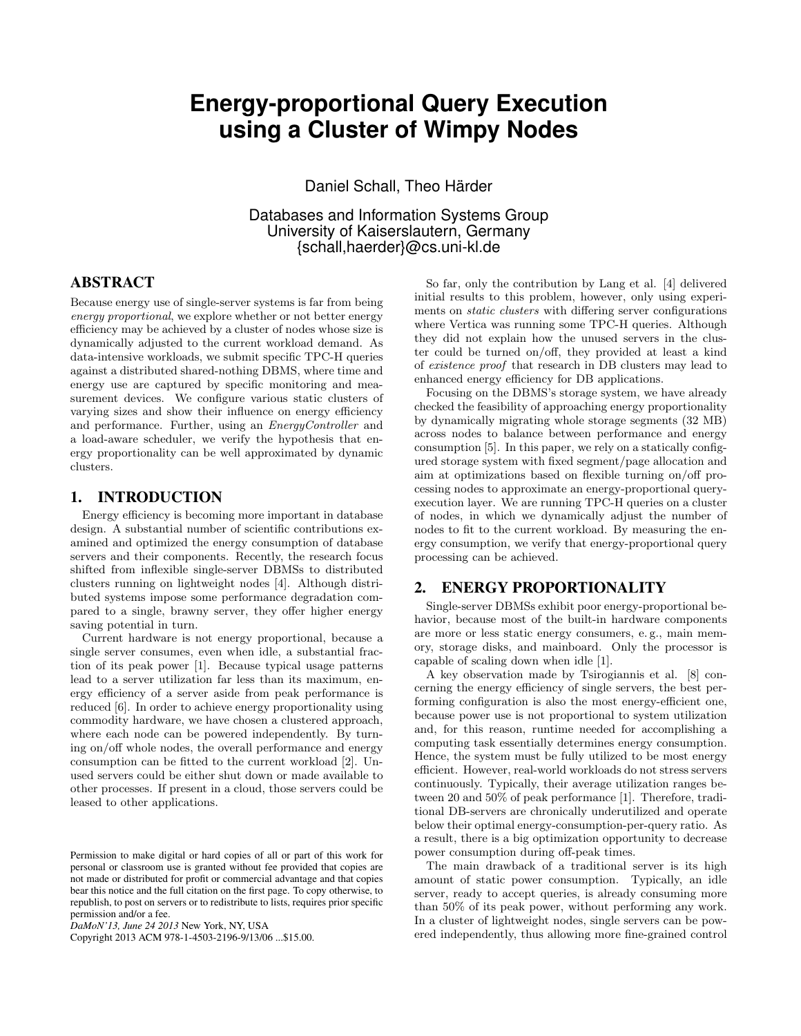# Energy-proportional Query Execution using a Cluster of Wimpy Nodes

Daniel Schall, Theo Härder

Databases and Information Systems Group
University of Kaiserslautern, Germany
{schall,haerder}@cs.uni-kl.de

## ABSTRACT

Because energy use of single-server systems is far from being *energy proportional*, we explore whether or not better energy efficiency may be achieved by a cluster of nodes whose size is dynamically adjusted to the current workload demand. As data-intensive workloads, we submit specific TPC-H queries against a distributed shared-nothing DBMS, where time and energy use are captured by specific monitoring and measurement devices. We configure various static clusters of varying sizes and show their influence on energy efficiency and performance. Further, using an *EnergyController* and a load-aware scheduler, we verify the hypothesis that energy proportionality can be well approximated by dynamic clusters.

## 1. INTRODUCTION

Energy efficiency is becoming more important in database design. A substantial number of scientific contributions examined and optimized the energy consumption of database servers and their components. Recently, the research focus shifted from inflexible single-server DBMSs to distributed clusters running on lightweight nodes [4]. Although distributed systems impose some performance degradation compared to a single, brawny server, they offer higher energy saving potential in turn.

Current hardware is not energy proportional, because a single server consumes, even when idle, a substantial fraction of its peak power [1]. Because typical usage patterns lead to a server utilization far less than its maximum, energy efficiency of a server aside from peak performance is reduced [6]. In order to achieve energy proportionality using commodity hardware, we have chosen a clustered approach, where each node can be powered independently. By turning on/off whole nodes, the overall performance and energy consumption can be fitted to the current workload [2]. Unused servers could be either shut down or made available to other processes. If present in a cloud, those servers could be leased to other applications.

So far, only the contribution by Lang et al. [4] delivered initial results to this problem, however, only using experiments on *static clusters* with differing server configurations where Vertica was running some TPC-H queries. Although they did not explain how the unused servers in the cluster could be turned on/off, they provided at least a kind of *existence proof* that research in DB clusters may lead to enhanced energy efficiency for DB applications.

Focusing on the DBMS's storage system, we have already checked the feasibility of approaching energy proportionality by dynamically migrating whole storage segments (32 MB) across nodes to balance between performance and energy consumption [5]. In this paper, we rely on a statically configured storage system with fixed segment/page allocation and aim at optimizations based on flexible turning on/off processing nodes to approximate an energy-proportional query-execution layer. We are running TPC-H queries on a cluster of nodes, in which we dynamically adjust the number of nodes to fit to the current workload. By measuring the energy consumption, we verify that energy-proportional query processing can be achieved.

## 2. ENERGY PROPORTIONALITY

Single-server DBMSs exhibit poor energy-proportional behavior, because most of the built-in hardware components are more or less static energy consumers, e. g., main memory, storage disks, and mainboard. Only the processor is capable of scaling down when idle [1].

A key observation made by Tsirogiannis et al. [8] concerning the energy efficiency of single servers, the best performing configuration is also the most energy-efficient one, because power use is not proportional to system utilization and, for this reason, runtime needed for accomplishing a computing task essentially determines energy consumption. Hence, the system must be fully utilized to be most energy efficient. However, real-world workloads do not stress servers continuously. Typically, their average utilization ranges between 20 and 50% of peak performance [1]. Therefore, traditional DB-servers are chronically underutilized and operate below their optimal energy-consumption-per-query ratio. As a result, there is a big optimization opportunity to decrease power consumption during off-peak times.

The main drawback of a traditional server is its high amount of static power consumption. Typically, an idle server, ready to accept queries, is already consuming more than 50% of its peak power, without performing any work. In a cluster of lightweight nodes, single servers can be powered independently, thus allowing more fine-grained control

Permission to make digital or hard copies of all or part of this work for personal or classroom use is granted without fee provided that copies are not made or distributed for profit or commercial advantage and that copies bear this notice and the full citation on the first page. To copy otherwise, to republish, to post on servers or to redistribute to lists, requires prior specific permission and/or a fee.
*DaMoN'13, June 24 2013* New York, NY, USA
Copyright 2013 ACM 978-1-4503-2196-9/13/06 ...$15.00.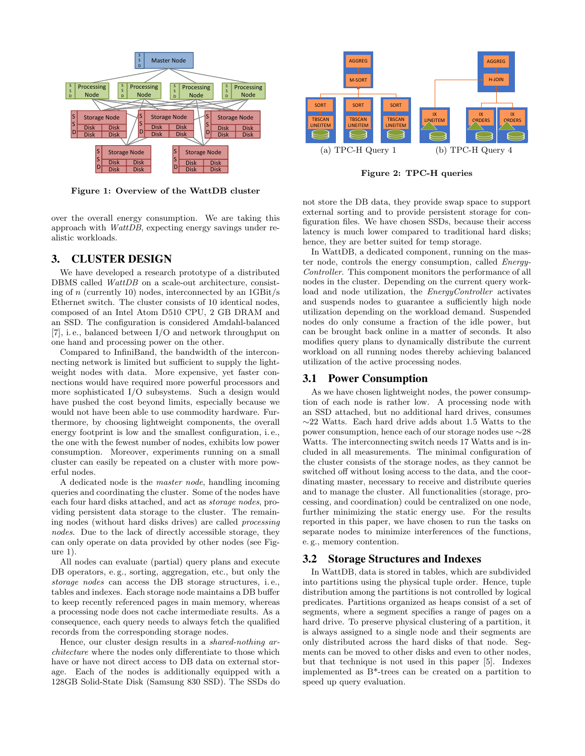Master Node
SSD
Processing Node
Processing Node
Processing Node
Processing Node
Storage Node
Disk Disk
Disk Disk

**Figure 1: Overview of the WattDB cluster**

AGGREG
M-SORT
SORT
TBSCAN LINEITEM
(a) TPC-H Query 1

AGGREG
H-JOIN
IX LINEITEM
IX ORDERS
(b) TPC-H Query 4

**Figure 2: TPC-H queries**

over the overall energy consumption. We are taking this approach with *WattDB*, expecting energy savings under realistic workloads.

## 3. CLUSTER DESIGN

We have developed a research prototype of a distributed DBMS called *WattDB* on a scale-out architecture, consisting of $n$ (currently 10) nodes, interconnected by an 1GBit/s Ethernet switch. The cluster consists of 10 identical nodes, composed of an Intel Atom D510 CPU, 2 GB DRAM and an SSD. The configuration is considered Amdahl-balanced [7], i. e., balanced between I/O and network throughput on one hand and processing power on the other.

Compared to InfiniBand, the bandwidth of the interconnecting network is limited but sufficient to supply the lightweight nodes with data. More expensive, yet faster connections would have required more powerful processors and more sophisticated I/O subsystems. Such a design would have pushed the cost beyond limits, especially because we would not have been able to use commodity hardware. Furthermore, by choosing lightweight components, the overall energy footprint is low and the smallest configuration, i. e., the one with the fewest number of nodes, exhibits low power consumption. Moreover, experiments running on a small cluster can easily be repeated on a cluster with more powerful nodes.

A dedicated node is the *master node*, handling incoming queries and coordinating the cluster. Some of the nodes have each four hard disks attached, and act as *storage nodes*, providing persistent data storage to the cluster. The remaining nodes (without hard disks drives) are called *processing nodes*. Due to the lack of directly accessible storage, they can only operate on data provided by other nodes (see Figure 1).

All nodes can evaluate (partial) query plans and execute DB operators, e. g., sorting, aggregation, etc., but only the *storage nodes* can access the DB storage structures, i. e., tables and indexes. Each storage node maintains a DB buffer to keep recently referenced pages in main memory, whereas a processing node does not cache intermediate results. As a consequence, each query needs to always fetch the qualified records from the corresponding storage nodes.

Hence, our cluster design results in a *shared-nothing architecture* where the nodes only differentiate to those which have or have not direct access to DB data on external storage. Each of the nodes is additionally equipped with a 128GB Solid-State Disk (Samsung 830 SSD). The SSDs do not store the DB data, they provide swap space to support external sorting and to provide persistent storage for configuration files. We have chosen SSDs, because their access latency is much lower compared to traditional hard disks; hence, they are better suited for temp storage.

In WattDB, a dedicated component, running on the master node, controls the energy consumption, called *EnergyController*. This component monitors the performance of all nodes in the cluster. Depending on the current query workload and node utilization, the *EnergyController* activates and suspends nodes to guarantee a sufficiently high node utilization depending on the workload demand. Suspended nodes do only consume a fraction of the idle power, but can be brought back online in a matter of seconds. It also modifies query plans to dynamically distribute the current workload on all running nodes thereby achieving balanced utilization of the active processing nodes.

### 3.1 Power Consumption

As we have chosen lightweight nodes, the power consumption of each node is rather low. A processing node with an SSD attached, but no additional hard drives, consumes ~22 Watts. Each hard drive adds about 1.5 Watts to the power consumption, hence each of our storage nodes use ~28 Watts. The interconnecting switch needs 17 Watts and is included in all measurements. The minimal configuration of the cluster consists of the storage nodes, as they cannot be switched off without losing access to the data, and the coordinating master, necessary to receive and distribute queries and to manage the cluster. All functionalities (storage, processing, and coordination) could be centralized on one node, further minimizing the static energy use. For the results reported in this paper, we have chosen to run the tasks on separate nodes to minimize interferences of the functions, e. g., memory contention.

### 3.2 Storage Structures and Indexes

In WattDB, data is stored in tables, which are subdivided into partitions using the physical tuple order. Hence, tuple distribution among the partitions is not controlled by logical predicates. Partitions organized as heaps consist of a set of segments, where a segment specifies a range of pages on a hard drive. To preserve physical clustering of a partition, it is always assigned to a single node and their segments are only distributed across the hard disks of that node. Segments can be moved to other disks and even to other nodes, but that technique is not used in this paper [5]. Indexes implemented as B*-trees can be created on a partition to speed up query evaluation.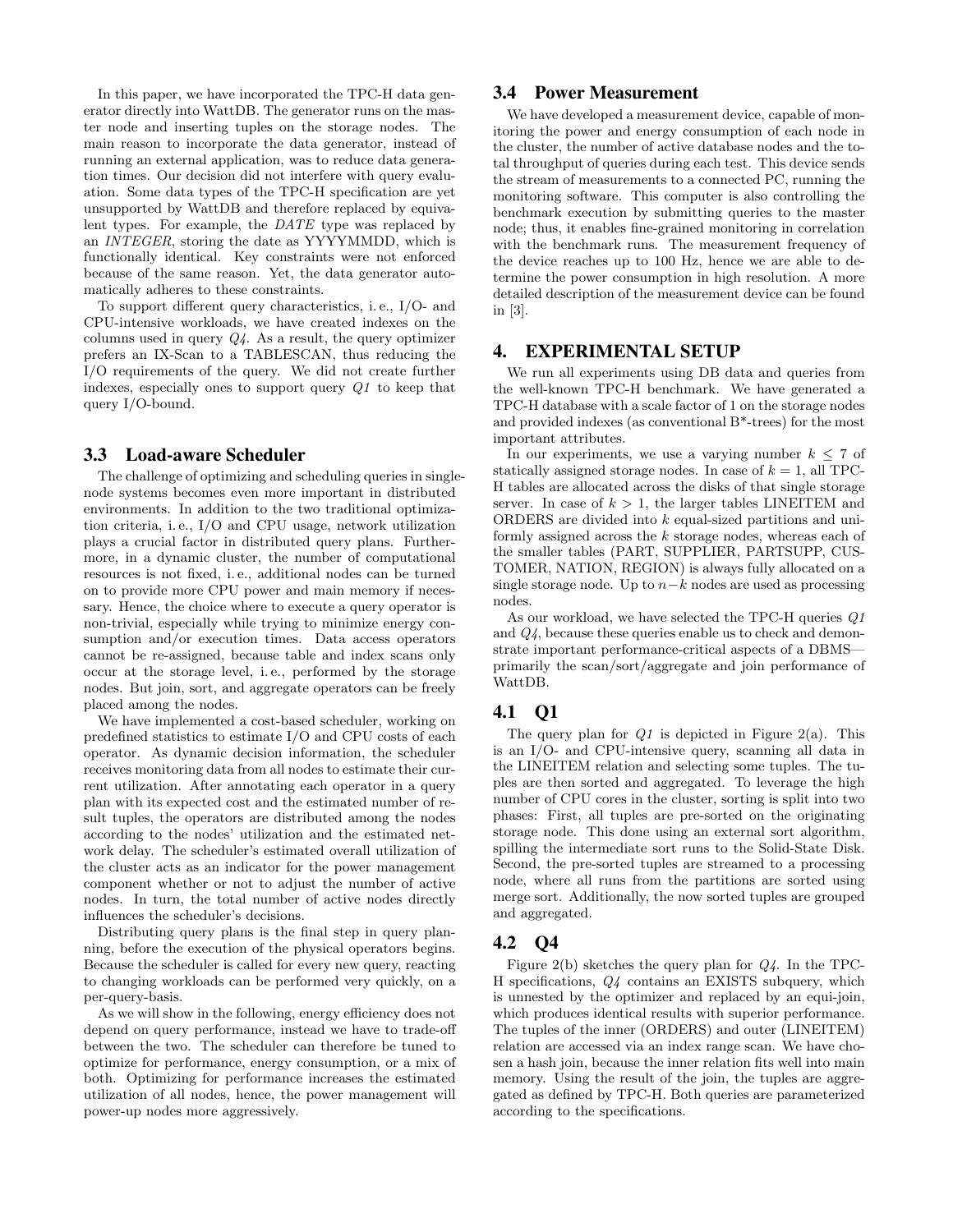In this paper, we have incorporated the TPC-H data generator directly into WattDB. The generator runs on the master node and inserting tuples on the storage nodes. The main reason to incorporate the data generator, instead of running an external application, was to reduce data generation times. Our decision did not interfere with query evaluation. Some data types of the TPC-H specification are yet unsupported by WattDB and therefore replaced by equivalent types. For example, the *DATE* type was replaced by an *INTEGER*, storing the date as YYYYMMDD, which is functionally identical. Key constraints were not enforced because of the same reason. Yet, the data generator automatically adheres to these constraints.

To support different query characteristics, i. e., I/O- and CPU-intensive workloads, we have created indexes on the columns used in query *Q4*. As a result, the query optimizer prefers an IX-Scan to a TABLESCAN, thus reducing the I/O requirements of the query. We did not create further indexes, especially ones to support query *Q1* to keep that query I/O-bound.

### 3.3 Load-aware Scheduler

The challenge of optimizing and scheduling queries in single-node systems becomes even more important in distributed environments. In addition to the two traditional optimization criteria, i. e., I/O and CPU usage, network utilization plays a crucial factor in distributed query plans. Furthermore, in a dynamic cluster, the number of computational resources is not fixed, i. e., additional nodes can be turned on to provide more CPU power and main memory if necessary. Hence, the choice where to execute a query operator is non-trivial, especially while trying to minimize energy consumption and/or execution times. Data access operators cannot be re-assigned, because table and index scans only occur at the storage level, i. e., performed by the storage nodes. But join, sort, and aggregate operators can be freely placed among the nodes.

We have implemented a cost-based scheduler, working on predefined statistics to estimate I/O and CPU costs of each operator. As dynamic decision information, the scheduler receives monitoring data from all nodes to estimate their current utilization. After annotating each operator in a query plan with its expected cost and the estimated number of result tuples, the operators are distributed among the nodes according to the nodes' utilization and the estimated network delay. The scheduler's estimated overall utilization of the cluster acts as an indicator for the power management component whether or not to adjust the number of active nodes. In turn, the total number of active nodes directly influences the scheduler's decisions.

Distributing query plans is the final step in query planning, before the execution of the physical operators begins. Because the scheduler is called for every new query, reacting to changing workloads can be performed very quickly, on a per-query-basis.

As we will show in the following, energy efficiency does not depend on query performance, instead we have to trade-off between the two. The scheduler can therefore be tuned to optimize for performance, energy consumption, or a mix of both. Optimizing for performance increases the estimated utilization of all nodes, hence, the power management will power-up nodes more aggressively.

### 3.4 Power Measurement

We have developed a measurement device, capable of monitoring the power and energy consumption of each node in the cluster, the number of active database nodes and the total throughput of queries during each test. This device sends the stream of measurements to a connected PC, running the monitoring software. This computer is also controlling the benchmark execution by submitting queries to the master node; thus, it enables fine-grained monitoring in correlation with the benchmark runs. The measurement frequency of the device reaches up to 100 Hz, hence we are able to determine the power consumption in high resolution. A more detailed description of the measurement device can be found in [3].

## 4. EXPERIMENTAL SETUP

We run all experiments using DB data and queries from the well-known TPC-H benchmark. We have generated a TPC-H database with a scale factor of 1 on the storage nodes and provided indexes (as conventional B*-trees) for the most important attributes.

In our experiments, we use a varying number $k \leq 7$ of statically assigned storage nodes. In case of $k = 1$, all TPC-H tables are allocated across the disks of that single storage server. In case of $k > 1$, the larger tables LINEITEM and ORDERS are divided into $k$ equal-sized partitions and uniformly assigned across the $k$ storage nodes, whereas each of the smaller tables (PART, SUPPLIER, PARTSUPP, CUSTOMER, NATION, REGION) is always fully allocated on a single storage node. Up to $n-k$ nodes are used as processing nodes.

As our workload, we have selected the TPC-H queries *Q1* and *Q4*, because these queries enable us to check and demonstrate important performance-critical aspects of a DBMS—primarily the scan/sort/aggregate and join performance of WattDB.

### 4.1 Q1

The query plan for *Q1* is depicted in Figure 2(a). This is an I/O- and CPU-intensive query, scanning all data in the LINEITEM relation and selecting some tuples. The tuples are then sorted and aggregated. To leverage the high number of CPU cores in the cluster, sorting is split into two phases: First, all tuples are pre-sorted on the originating storage node. This done using an external sort algorithm, spilling the intermediate sort runs to the Solid-State Disk. Second, the pre-sorted tuples are streamed to a processing node, where all runs from the partitions are sorted using merge sort. Additionally, the now sorted tuples are grouped and aggregated.

### 4.2 Q4

Figure 2(b) sketches the query plan for *Q4*. In the TPC-H specifications, *Q4* contains an EXISTS subquery, which is unnested by the optimizer and replaced by an equi-join, which produces identical results with superior performance. The tuples of the inner (ORDERS) and outer (LINEITEM) relation are accessed via an index range scan. We have chosen a hash join, because the inner relation fits well into main memory. Using the result of the join, the tuples are aggregated as defined by TPC-H. Both queries are parameterized according to the specifications.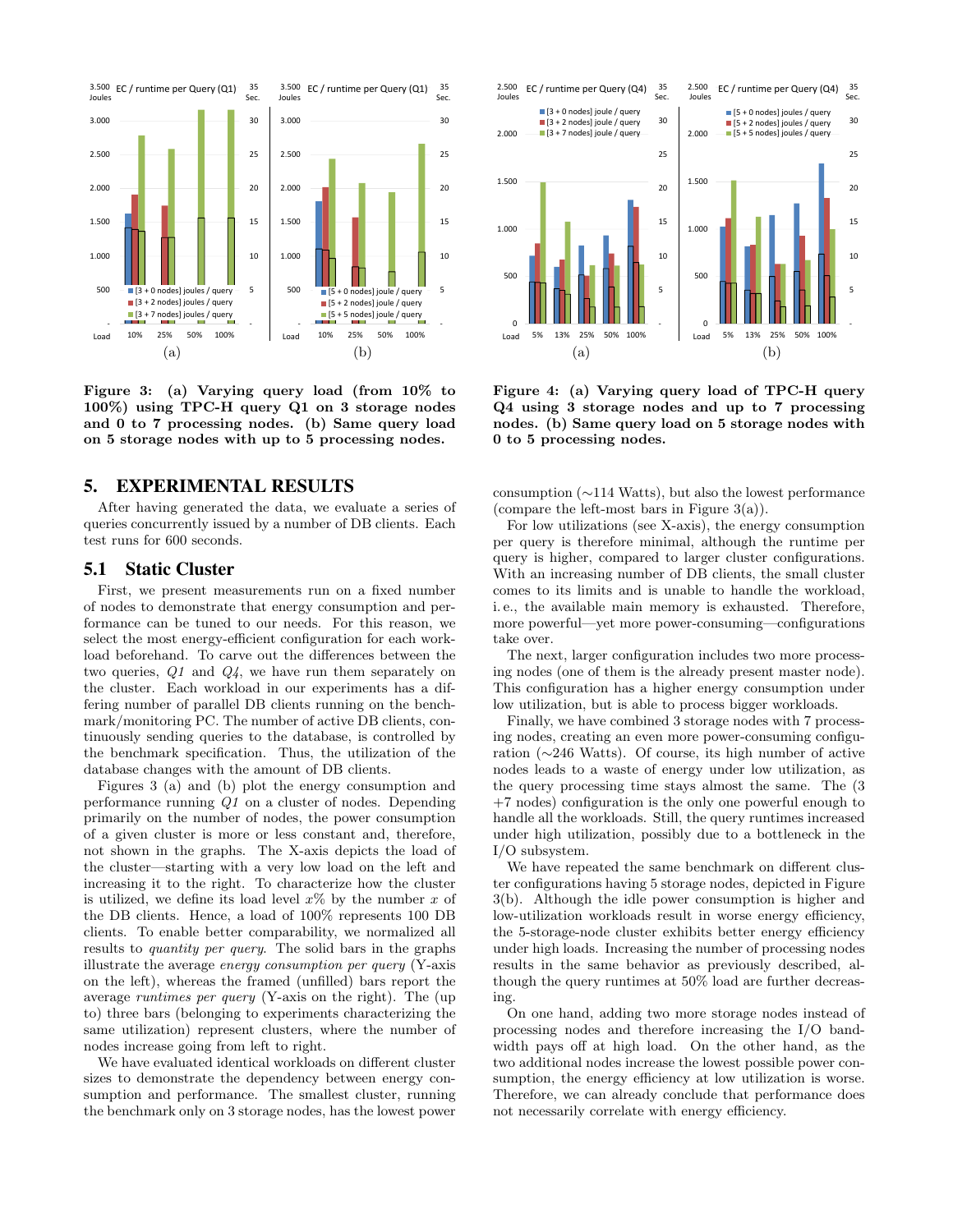Figure 3: (a) Varying query load (from 10% to 100%) using TPC-H query Q1 on 3 storage nodes and 0 to 7 processing nodes. (b) Same query load on 5 storage nodes with up to 5 processing nodes.

Figure 4: (a) Varying query load of TPC-H query Q4 using 3 storage nodes and up to 7 processing nodes. (b) Same query load on 5 storage nodes with 0 to 5 processing nodes.

## 5. EXPERIMENTAL RESULTS

After having generated the data, we evaluate a series of queries concurrently issued by a number of DB clients. Each test runs for 600 seconds.

### 5.1 Static Cluster

First, we present measurements run on a fixed number of nodes to demonstrate that energy consumption and performance can be tuned to our needs. For this reason, we select the most energy-efficient configuration for each workload beforehand. To carve out the differences between the two queries, *Q1* and *Q4*, we have run them separately on the cluster. Each workload in our experiments has a differing number of parallel DB clients running on the benchmark/monitoring PC. The number of active DB clients, continuously sending queries to the database, is controlled by the benchmark specification. Thus, the utilization of the database changes with the amount of DB clients.

Figures 3 (a) and (b) plot the energy consumption and performance running *Q1* on a cluster of nodes. Depending primarily on the number of nodes, the power consumption of a given cluster is more or less constant and, therefore, not shown in the graphs. The X-axis depicts the load of the cluster—starting with a very low load on the left and increasing it to the right. To characterize how the cluster is utilized, we define its load level $x$% by the number $x$ of the DB clients. Hence, a load of 100% represents 100 DB clients. To enable better comparability, we normalized all results to *quantity per query*. The solid bars in the graphs illustrate the average *energy consumption per query* (Y-axis on the left), whereas the framed (unfilled) bars report the average *runtimes per query* (Y-axis on the right). The (up to) three bars (belonging to experiments characterizing the same utilization) represent clusters, where the number of nodes increase going from left to right.

We have evaluated identical workloads on different cluster sizes to demonstrate the dependency between energy consumption and performance. The smallest cluster, running the benchmark only on 3 storage nodes, has the lowest power consumption (~114 Watts), but also the lowest performance (compare the left-most bars in Figure 3(a)).

For low utilizations (see X-axis), the energy consumption per query is therefore minimal, although the runtime per query is higher, compared to larger cluster configurations. With an increasing number of DB clients, the small cluster comes to its limits and is unable to handle the workload, i. e., the available main memory is exhausted. Therefore, more powerful—yet more power-consuming—configurations take over.

The next, larger configuration includes two more processing nodes (one of them is the already present master node). This configuration has a higher energy consumption under low utilization, but is able to process bigger workloads.

Finally, we have combined 3 storage nodes with 7 processing nodes, creating an even more power-consuming configuration (~246 Watts). Of course, its high number of active nodes leads to a waste of energy under low utilization, as the query processing time stays almost the same. The (3 +7 nodes) configuration is the only one powerful enough to handle all the workloads. Still, the query runtimes increased under high utilization, possibly due to a bottleneck in the I/O subsystem.

We have repeated the same benchmark on different cluster configurations having 5 storage nodes, depicted in Figure 3(b). Although the idle power consumption is higher and low-utilization workloads result in worse energy efficiency, the 5-storage-node cluster exhibits better energy efficiency under high loads. Increasing the number of processing nodes results in the same behavior as previously described, although the query runtimes at 50% load are further decreasing.

On one hand, adding two more storage nodes instead of processing nodes and therefore increasing the I/O bandwidth pays off at high load. On the other hand, as the two additional nodes increase the lowest possible power consumption, the energy efficiency at low utilization is worse. Therefore, we can already conclude that performance does not necessarily correlate with energy efficiency.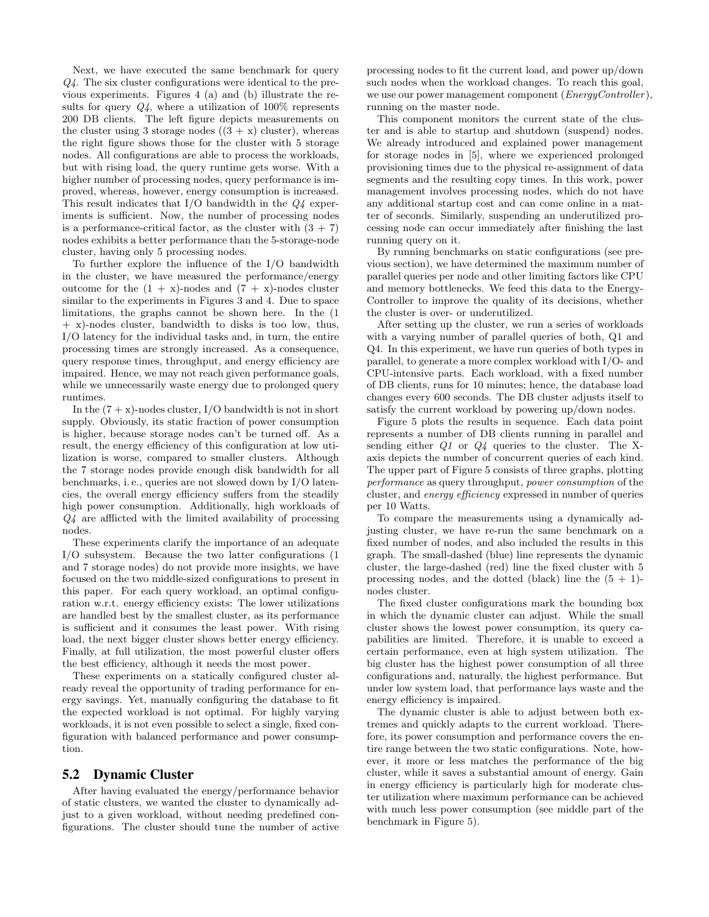Next, we have executed the same benchmark for query *Q4*. The six cluster configurations were identical to the previous experiments. Figures 4 (a) and (b) illustrate the results for query *Q4*, where a utilization of 100% represents 200 DB clients. The left figure depicts measurements on the cluster using 3 storage nodes ((3 + x) cluster), whereas the right figure shows those for the cluster with 5 storage nodes. All configurations are able to process the workloads, but with rising load, the query runtime gets worse. With a higher number of processing nodes, query performance is improved, whereas, however, energy consumption is increased. This result indicates that I/O bandwidth in the *Q4* experiments is sufficient. Now, the number of processing nodes is a performance-critical factor, as the cluster with (3 + 7) nodes exhibits a better performance than the 5-storage-node cluster, having only 5 processing nodes.

To further explore the influence of the I/O bandwidth in the cluster, we have measured the performance/energy outcome for the (1 + x)-nodes and (7 + x)-nodes cluster similar to the experiments in Figures 3 and 4. Due to space limitations, the graphs cannot be shown here. In the (1 + x)-nodes cluster, bandwidth to disks is too low, thus, I/O latency for the individual tasks and, in turn, the entire processing times are strongly increased. As a consequence, query response times, throughput, and energy efficiency are impaired. Hence, we may not reach given performance goals, while we unnecessarily waste energy due to prolonged query runtimes.

In the (7 + x)-nodes cluster, I/O bandwidth is not in short supply. Obviously, its static fraction of power consumption is higher, because storage nodes can't be turned off. As a result, the energy efficiency of this configuration at low utilization is worse, compared to smaller clusters. Although the 7 storage nodes provide enough disk bandwidth for all benchmarks, i. e., queries are not slowed down by I/O latencies, the overall energy efficiency suffers from the steadily high power consumption. Additionally, high workloads of *Q4* are afflicted with the limited availability of processing nodes.

These experiments clarify the importance of an adequate I/O subsystem. Because the two latter configurations (1 and 7 storage nodes) do not provide more insights, we have focused on the two middle-sized configurations to present in this paper. For each query workload, an optimal configuration w.r.t. energy efficiency exists: The lower utilizations are handled best by the smallest cluster, as its performance is sufficient and it consumes the least power. With rising load, the next bigger cluster shows better energy efficiency. Finally, at full utilization, the most powerful cluster offers the best efficiency, although it needs the most power.

These experiments on a statically configured cluster already reveal the opportunity of trading performance for energy savings. Yet, manually configuring the database to fit the expected workload is not optimal. For highly varying workloads, it is not even possible to select a single, fixed configuration with balanced performance and power consumption.

## 5.2 Dynamic Cluster

After having evaluated the energy/performance behavior of static clusters, we wanted the cluster to dynamically adjust to a given workload, without needing predefined configurations. The cluster should tune the number of active processing nodes to fit the current load, and power up/down such nodes when the workload changes. To reach this goal, we use our power management component (*EnergyController*), running on the master node.

This component monitors the current state of the cluster and is able to startup and shutdown (suspend) nodes. We already introduced and explained power management for storage nodes in [5], where we experienced prolonged provisioning times due to the physical re-assignment of data segments and the resulting copy times. In this work, power management involves processing nodes, which do not have any additional startup cost and can come online in a matter of seconds. Similarly, suspending an underutilized processing node can occur immediately after finishing the last running query on it.

By running benchmarks on static configurations (see previous section), we have determined the maximum number of parallel queries per node and other limiting factors like CPU and memory bottlenecks. We feed this data to the EnergyController to improve the quality of its decisions, whether the cluster is over- or underutilized.

After setting up the cluster, we run a series of workloads with a varying number of parallel queries of both, Q1 and Q4. In this experiment, we have run queries of both types in parallel, to generate a more complex workload with I/O- and CPU-intensive parts. Each workload, with a fixed number of DB clients, runs for 10 minutes; hence, the database load changes every 600 seconds. The DB cluster adjusts itself to satisfy the current workload by powering up/down nodes.

Figure 5 plots the results in sequence. Each data point represents a number of DB clients running in parallel and sending either *Q1* or *Q4* queries to the cluster. The X-axis depicts the number of concurrent queries of each kind. The upper part of Figure 5 consists of three graphs, plotting *performance* as query throughput, *power consumption* of the cluster, and *energy efficiency* expressed in number of queries per 10 Watts.

To compare the measurements using a dynamically adjusting cluster, we have re-run the same benchmark on a fixed number of nodes, and also included the results in this graph. The small-dashed (blue) line represents the dynamic cluster, the large-dashed (red) line the fixed cluster with 5 processing nodes, and the dotted (black) line the (5 + 1)-nodes cluster.

The fixed cluster configurations mark the bounding box in which the dynamic cluster can adjust. While the small cluster shows the lowest power consumption, its query capabilities are limited. Therefore, it is unable to exceed a certain performance, even at high system utilization. The big cluster has the highest power consumption of all three configurations and, naturally, the highest performance. But under low system load, that performance lays waste and the energy efficiency is impaired.

The dynamic cluster is able to adjust between both extremes and quickly adapts to the current workload. Therefore, its power consumption and performance covers the entire range between the two static configurations. Note, however, it more or less matches the performance of the big cluster, while it saves a substantial amount of energy. Gain in energy efficiency is particularly high for moderate cluster utilization where maximum performance can be achieved with much less power consumption (see middle part of the benchmark in Figure 5).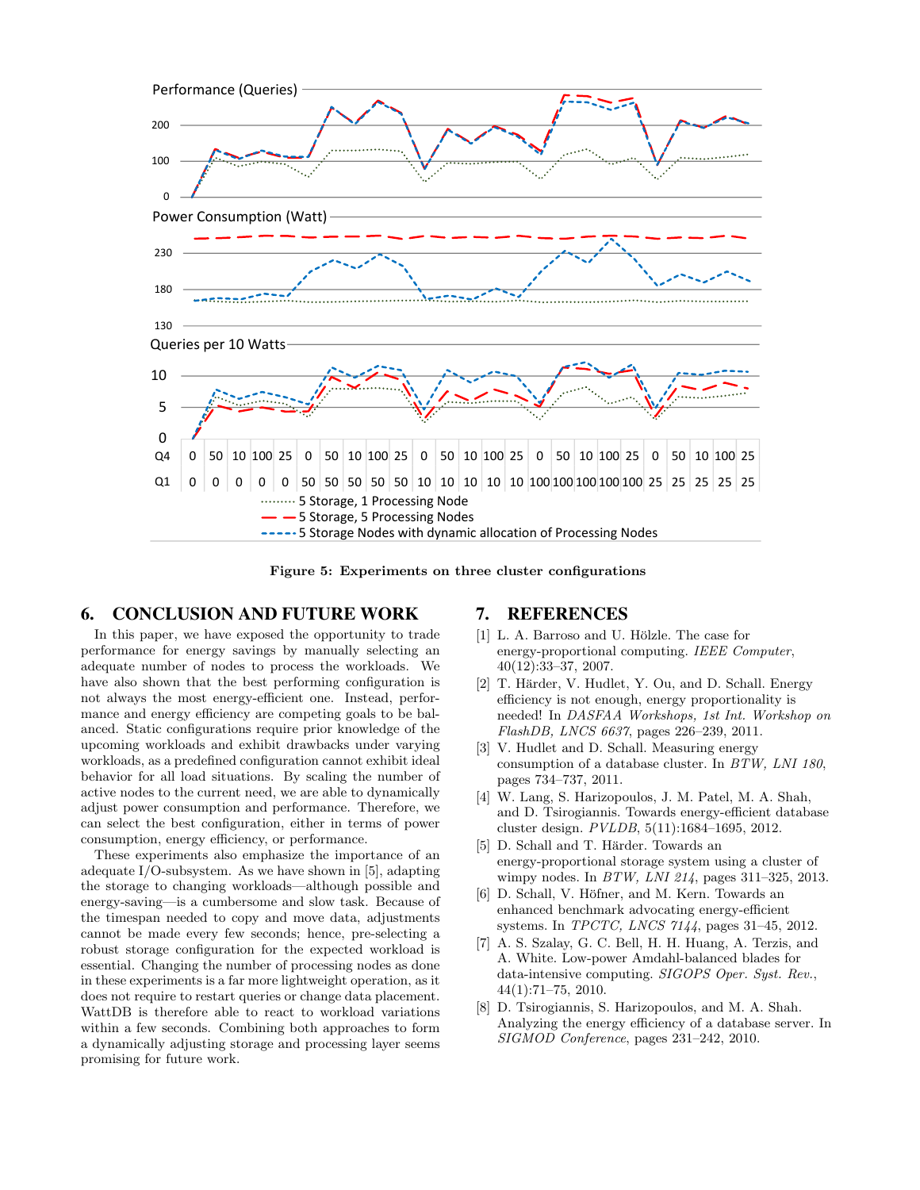Performance (Queries)

200

100

0

Power Consumption (Watt)

230

180

130

Queries per 10 Watts

10

5

0

Q4 0 50 10 100 25 0 50 10 100 25 0 50 10 100 25 0 50 10 100 25 0 50 10 100 25

Q1 0 0 0 0 0 50 50 50 50 50 10 10 10 10 10 100 100 100 100 100 25 25 25 25 25

5 Storage, 1 Processing Node

5 Storage, 5 Processing Nodes

5 Storage Nodes with dynamic allocation of Processing Nodes

**Figure 5: Experiments on three cluster configurations**

## 6. CONCLUSION AND FUTURE WORK

In this paper, we have exposed the opportunity to trade performance for energy savings by manually selecting an adequate number of nodes to process the workloads. We have also shown that the best performing configuration is not always the most energy-efficient one. Instead, performance and energy efficiency are competing goals to be balanced. Static configurations require prior knowledge of the upcoming workloads and exhibit drawbacks under varying workloads, as a predefined configuration cannot exhibit ideal behavior for all load situations. By scaling the number of active nodes to the current need, we are able to dynamically adjust power consumption and performance. Therefore, we can select the best configuration, either in terms of power consumption, energy efficiency, or performance.

These experiments also emphasize the importance of an adequate I/O-subsystem. As we have shown in [5], adapting the storage to changing workloads—although possible and energy-saving—is a cumbersome and slow task. Because of the timespan needed to copy and move data, adjustments cannot be made every few seconds; hence, pre-selecting a robust storage configuration for the expected workload is essential. Changing the number of processing nodes as done in these experiments is a far more lightweight operation, as it does not require to restart queries or change data placement. WattDB is therefore able to react to workload variations within a few seconds. Combining both approaches to form a dynamically adjusting storage and processing layer seems promising for future work.

## 7. REFERENCES

[1] L. A. Barroso and U. Hölzle. The case for energy-proportional computing. *IEEE Computer*, 40(12):33–37, 2007.

[2] T. Härder, V. Hudlet, Y. Ou, and D. Schall. Energy efficiency is not enough, energy proportionality is needed! In *DASFAA Workshops, 1st Int. Workshop on FlashDB, LNCS 6637*, pages 226–239, 2011.

[3] V. Hudlet and D. Schall. Measuring energy consumption of a database cluster. In *BTW, LNI 180*, pages 734–737, 2011.

[4] W. Lang, S. Harizopoulos, J. M. Patel, M. A. Shah, and D. Tsirogiannis. Towards energy-efficient database cluster design. *PVLDB*, 5(11):1684–1695, 2012.

[5] D. Schall and T. Härder. Towards an energy-proportional storage system using a cluster of wimpy nodes. In *BTW, LNI 214*, pages 311–325, 2013.

[6] D. Schall, V. Höfner, and M. Kern. Towards an enhanced benchmark advocating energy-efficient systems. In *TPCTC, LNCS 7144*, pages 31–45, 2012.

[7] A. S. Szalay, G. C. Bell, H. H. Huang, A. Terzis, and A. White. Low-power Amdahl-balanced blades for data-intensive computing. *SIGOPS Oper. Syst. Rev.*, 44(1):71–75, 2010.

[8] D. Tsirogiannis, S. Harizopoulos, and M. A. Shah. Analyzing the energy efficiency of a database server. In *SIGMOD Conference*, pages 231–242, 2010.